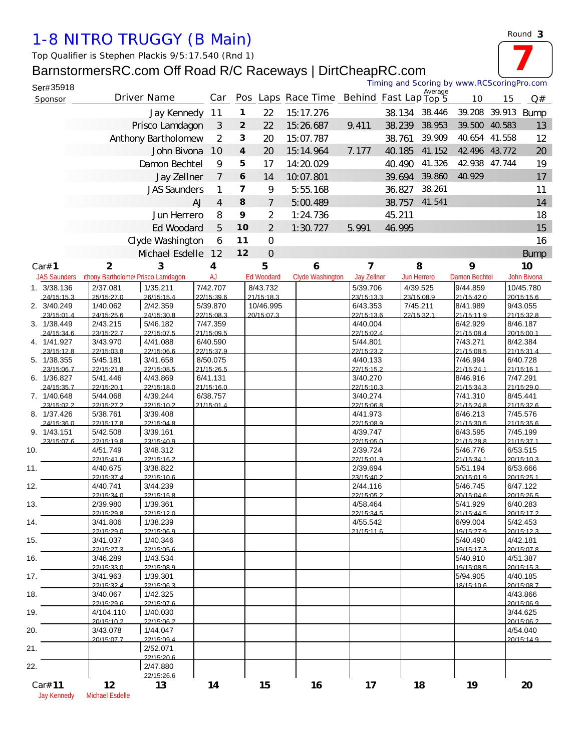# 1-8 NITRO TRUGGY (B Main)

Round **3**

**7**

Top Qualifier is Stephen Plackis 9/5:17.540 (Rnd 1)

## BarnstormersRC.com Off Road R/C Raceways | DirtCheapRC.com

Ser#35918

Timing and Scoring by www.RCScoringPro.com

| Sponsor | Driver Name | Car | Pos | Laps | Race Time | Behind | Fast Lap | Average Top 5 | 10 | 15 | Q# |
|---|---|---|---|---|---|---|---|---|---|---|---|
| | Jay Kennedy | 11 | 1 | 22 | 15:17.276 | | 38.134 | 38.446 | 39.208 | 39.913 | Bump |
| | Prisco Lamdagon | 3 | 2 | 22 | 15:26.687 | 9.411 | 38.239 | 38.953 | 39.500 | 40.583 | 13 |
| | Anthony Bartholomew | 2 | 3 | 20 | 15:07.787 | | 38.761 | 39.909 | 40.654 | 41.558 | 12 |
| | John Bivona | 10 | 4 | 20 | 15:14.964 | 7.177 | 40.185 | 41.152 | 42.496 | 43.772 | 20 |
| | Damon Bechtel | 9 | 5 | 17 | 14:20.029 | | 40.490 | 41.326 | 42.938 | 47.744 | 19 |
| | Jay Zellner | 7 | 6 | 14 | 10:07.801 | | 39.694 | 39.860 | 40.929 | | 17 |
| | JAS Saunders | 1 | 7 | 9 | 5:55.168 | | 36.827 | 38.261 | | | 11 |
| | AJ | 4 | 8 | 7 | 5:00.489 | | 38.757 | 41.541 | | | 14 |
| | Jun Herrero | 8 | 9 | 2 | 1:24.736 | | 45.211 | | | | 18 |
| | Ed Woodard | 5 | 10 | 2 | 1:30.727 | 5.991 | 46.995 | | | | 15 |
| | Clyde Washington | 6 | 11 | 0 | | | | | | | 16 |
| | Michael Esdelle | 12 | 12 | 0 | | | | | | | Bump |

| Lap | Car# 1 JAS Saunders | 2 Anthony Bartholomew | 3 Prisco Lamdagon | 4 AJ | 5 Ed Woodard | 6 Clyde Washington | 7 Jay Zellner | 8 Jun Herrero | 9 Damon Bechtel | 10 John Bivona |
|---|---|---|---|---|---|---|---|---|---|---|
| 1. | 3/38.136 24/15:15.3 | 2/37.081 25/15:27.0 | 1/35.211 26/15:15.4 | 7/42.707 22/15:39.6 | 8/43.732 21/15:18.3 | | 5/39.706 23/15:13.3 | 4/39.525 23/15:08.9 | 9/44.859 21/15:42.0 | 10/45.780 20/15:15.6 |
| 2. | 3/40.249 23/15:01.4 | 1/40.062 24/15:25.6 | 2/42.359 24/15:30.8 | 5/39.870 22/15:08.3 | 10/46.995 20/15:07.3 | | 6/43.353 22/15:13.6 | 7/45.211 22/15:32.1 | 8/41.989 21/15:11.9 | 9/43.055 21/15:32.8 |
| 3. | 1/38.449 24/15:34.6 | 2/43.215 23/15:22.7 | 5/46.182 22/15:07.5 | 7/47.359 21/15:09.5 | | | 4/40.004 22/15:02.4 | | 6/42.929 21/15:08.4 | 8/46.187 20/15:00.1 |
| 4. | 1/41.927 23/15:12.8 | 3/43.970 22/15:03.8 | 4/41.088 22/15:06.6 | 6/40.590 22/15:37.9 | | | 5/44.801 22/15:23.2 | | 7/43.271 21/15:08.5 | 8/42.384 21/15:31.4 |
| 5. | 1/38.355 23/15:06.7 | 5/45.181 22/15:21.8 | 3/41.658 22/15:08.5 | 8/50.075 21/15:26.5 | | | 4/40.133 22/15:15.2 | | 7/46.994 21/15:24.1 | 6/40.728 21/15:16.1 |
| 6. | 1/36.827 24/15:35.7 | 5/41.446 22/15:20.1 | 4/43.869 22/15:18.0 | 6/41.131 21/15:16.0 | | | 3/40.270 22/15:10.3 | | 8/46.916 21/15:34.3 | 7/47.291 21/15:29.0 |
| 7. | 1/40.648 23/15:02.2 | 5/44.068 22/15:27.2 | 4/39.244 22/15:10.2 | 6/38.757 21/15:01.4 | | | 3/40.274 22/15:06.8 | | 7/41.310 21/15:24.8 | 8/45.441 21/15:32.6 |
| 8. | 1/37.426 24/15:36.0 | 5/38.761 22/15:17.8 | 3/39.408 22/15:04.8 | | | | 4/41.973 22/15:08.9 | | 6/46.213 21/15:30.5 | 7/45.576 21/15:35.6 |
| 9. | 1/43.151 23/15:07.6 | 5/42.508 22/15:19.8 | 3/39.161 23/15:40.9 | | | | 4/39.747 22/15:05.0 | | 6/43.595 21/15:28.8 | 7/45.199 21/15:37.1 |
| 10. | | 4/51.749 22/15:41.6 | 3/48.312 22/15:16.2 | | | | 2/39.724 22/15:01.9 | | 5/46.776 21/15:34.1 | 6/53.515 20/15:10.3 |
| 11. | | 4/40.675 22/15:37.4 | 3/38.822 22/15:10.6 | | | | 2/39.694 23/15:40.2 | | 5/51.194 20/15:01.9 | 6/53.666 20/15:25.1 |
| 12. | | 4/40.741 22/15:34.0 | 3/44.239 22/15:15.8 | | | | 2/44.116 22/15:05.2 | | 5/46.745 20/15:04.6 | 6/47.122 20/15:26.5 |
| 13. | | 2/39.980 22/15:29.8 | 1/39.361 22/15:12.0 | | | | 4/58.464 22/15:34.5 | | 5/41.929 21/15:44.5 | 6/40.283 20/15:17.2 |
| 14. | | 3/41.806 22/15:29.0 | 1/38.239 22/15:06.9 | | | | 4/55.542 21/15:11.6 | | 6/99.004 19/15:27.9 | 5/42.453 20/15:12.3 |
| 15. | | 3/41.037 22/15:27.3 | 1/40.346 22/15:05.6 | | | | | | 5/40.490 19/15:17.3 | 4/42.181 20/15:07.8 |
| 16. | | 3/46.289 22/15:33.0 | 1/43.534 22/15:08.9 | | | | | | 5/40.910 19/15:08.5 | 4/51.387 20/15:15.3 |
| 17. | | 3/41.963 22/15:32.4 | 1/39.301 22/15:06.3 | | | | | | 5/94.905 18/15:10.6 | 4/40.185 20/15:08.7 |
| 18. | | 3/40.067 22/15:29.6 | 1/42.325 22/15:07.6 | | | | | | | 4/43.866 20/15:06.9 |
| 19. | | 4/104.110 20/15:10.2 | 1/40.030 22/15:06.2 | | | | | | | 3/44.625 20/15:06.2 |
| 20. | | 3/43.078 20/15:07.7 | 1/44.047 22/15:09.4 | | | | | | | 4/54.040 20/15:14.9 |
| 21. | | | 2/52.071 22/15:20.6 | | | | | | | |
| 22. | | | 2/47.880 22/15:26.6 | | | | | | | |

| Car# 11 | 12 | 13 | 14 | 15 | 16 | 17 | 18 | 19 | 20 |
|---|---|---|---|---|---|---|---|---|---|
| Jay Kennedy | Michael Esdelle | | | | | | | | |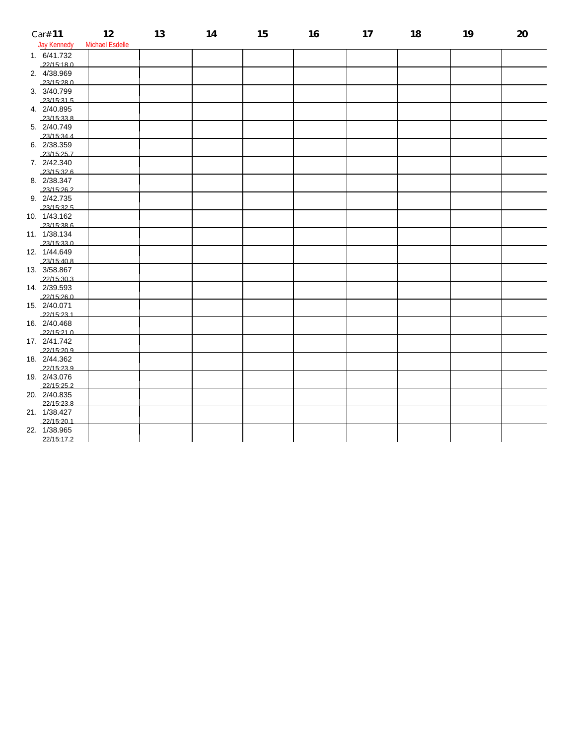| Car# 11 | 12 | 13 | 14 | 15 | 16 | 17 | 18 | 19 | 20 |
|---|---|---|---|---|---|---|---|---|---|
| Jay Kennedy | Michael Esdelle | | | | | | | | |
| 1. 6/41.732 22/15:18.0 | | | | | | | | | |
| 2. 4/38.969 23/15:28.0 | | | | | | | | | |
| 3. 3/40.799 23/15:31.5 | | | | | | | | | |
| 4. 2/40.895 23/15:33.8 | | | | | | | | | |
| 5. 2/40.749 23/15:34.4 | | | | | | | | | |
| 6. 2/38.359 23/15:25.7 | | | | | | | | | |
| 7. 2/42.340 23/15:32.6 | | | | | | | | | |
| 8. 2/38.347 23/15:26.2 | | | | | | | | | |
| 9. 2/42.735 23/15:32.5 | | | | | | | | | |
| 10. 1/43.162 23/15:38.6 | | | | | | | | | |
| 11. 1/38.134 23/15:33.0 | | | | | | | | | |
| 12. 1/44.649 23/15:40.8 | | | | | | | | | |
| 13. 3/58.867 22/15:30.3 | | | | | | | | | |
| 14. 2/39.593 22/15:26.0 | | | | | | | | | |
| 15. 2/40.071 22/15:23.1 | | | | | | | | | |
| 16. 2/40.468 22/15:21.0 | | | | | | | | | |
| 17. 2/41.742 22/15:20.9 | | | | | | | | | |
| 18. 2/44.362 22/15:23.9 | | | | | | | | | |
| 19. 2/43.076 22/15:25.2 | | | | | | | | | |
| 20. 2/40.835 22/15:23.8 | | | | | | | | | |
| 21. 1/38.427 22/15:20.1 | | | | | | | | | |
| 22. 1/38.965 22/15:17.2 | | | | | | | | | |